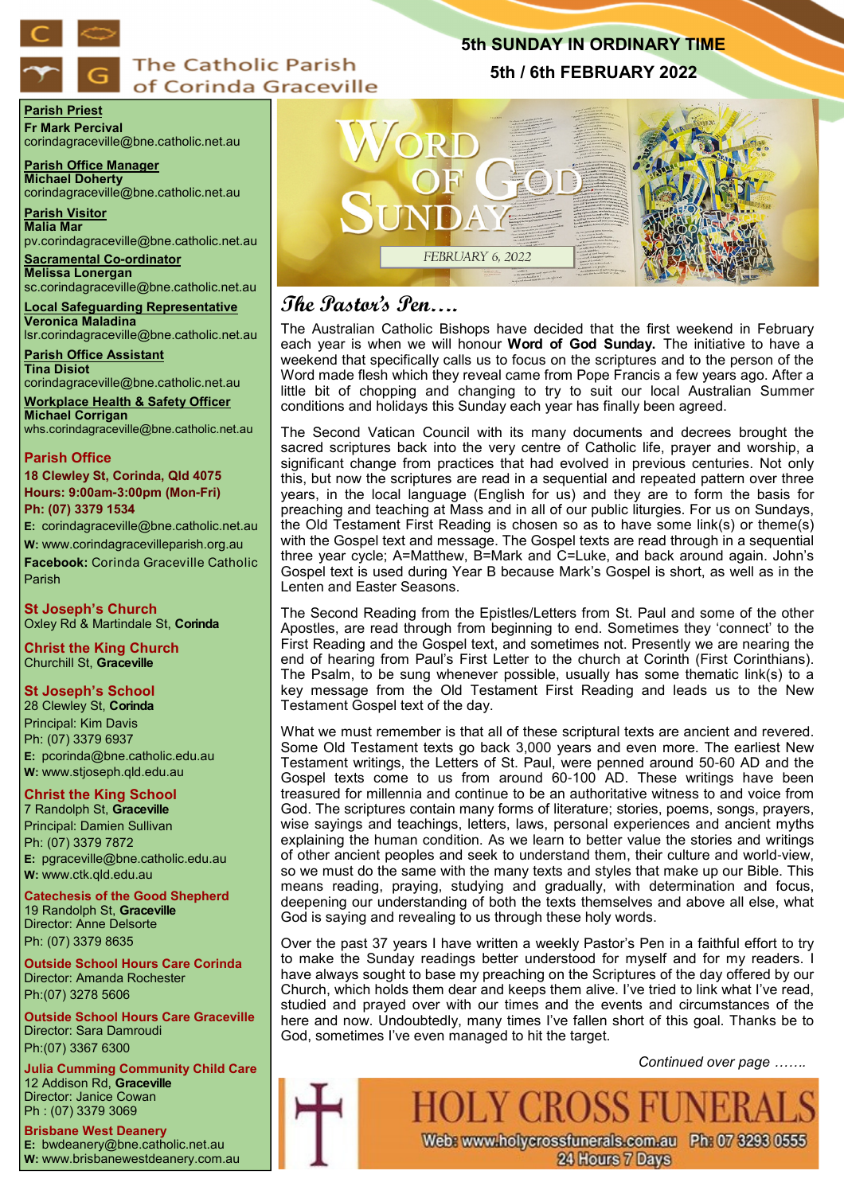# The Catholic Parish of Corinda Graceville

**5th SUNDAY IN ORDINARY TIME**

**5th / 6th FEBRUARY 2022**

**Parish Priest**
**Fr Mark Percival**
corindagraceville@bne.catholic.net.au

**Parish Office Manager**
**Michael Doherty**
corindagraceville@bne.catholic.net.au

**Parish Visitor**
**Malia Mar**
pv.corindagraceville@bne.catholic.net.au

**Sacramental Co-ordinator**
**Melissa Lonergan**
sc.corindagraceville@bne.catholic.net.au

**Local Safeguarding Representative**
**Veronica Maladina**
lsr.corindagraceville@bne.catholic.net.au

**Parish Office Assistant**
**Tina Disiot**
corindagraceville@bne.catholic.net.au

**Workplace Health & Safety Officer**
**Michael Corrigan**
whs.corindagraceville@bne.catholic.net.au

**Parish Office**
**18 Clewley St, Corinda, Qld 4075**
**Hours: 9:00am-3:00pm (Mon-Fri)**
**Ph: (07) 3379 1534**
**E:** corindagraceville@bne.catholic.net.au
**W:** www.corindagracevilleparish.org.au
**Facebook:** Corinda Graceville Catholic Parish

**St Joseph's Church**
Oxley Rd & Martindale St, **Corinda**

**Christ the King Church**
Churchill St, **Graceville**

**St Joseph's School**
28 Clewley St, **Corinda**
Principal: Kim Davis
Ph: (07) 3379 6937
**E:** pcorinda@bne.catholic.edu.au
**W:** www.stjoseph.qld.edu.au

**Christ the King School**
7 Randolph St, **Graceville**
Principal: Damien Sullivan
Ph: (07) 3379 7872
**E:** pgraceville@bne.catholic.edu.au
**W:** www.ctk.qld.edu.au

**Catechesis of the Good Shepherd**
19 Randolph St, **Graceville**
Director: Anne Delsorte
Ph: (07) 3379 8635

**Outside School Hours Care Corinda**
Director: Amanda Rochester
Ph:(07) 3278 5606

**Outside School Hours Care Graceville**
Director: Sara Damroudi
Ph:(07) 3367 6300

**Julia Cumming Community Child Care**
12 Addison Rd, **Graceville**
Director: Janice Cowan
Ph : (07) 3379 3069

**Brisbane West Deanery**
**E:** bwdeanery@bne.catholic.net.au
**W:** www.brisbanewestdeanery.com.au

WORD OF GOD SUNDAY
FEBRUARY 6, 2022

## The Pastor's Pen….

The Australian Catholic Bishops have decided that the first weekend in February each year is when we will honour **Word of God Sunday.** The initiative to have a weekend that specifically calls us to focus on the scriptures and to the person of the Word made flesh which they reveal came from Pope Francis a few years ago. After a little bit of chopping and changing to try to suit our local Australian Summer conditions and holidays this Sunday each year has finally been agreed.

The Second Vatican Council with its many documents and decrees brought the sacred scriptures back into the very centre of Catholic life, prayer and worship, a significant change from practices that had evolved in previous centuries. Not only this, but now the scriptures are read in a sequential and repeated pattern over three years, in the local language (English for us) and they are to form the basis for preaching and teaching at Mass and in all of our public liturgies. For us on Sundays, the Old Testament First Reading is chosen so as to have some link(s) or theme(s) with the Gospel text and message. The Gospel texts are read through in a sequential three year cycle; A=Matthew, B=Mark and C=Luke, and back around again. John's Gospel text is used during Year B because Mark's Gospel is short, as well as in the Lenten and Easter Seasons.

The Second Reading from the Epistles/Letters from St. Paul and some of the other Apostles, are read through from beginning to end. Sometimes they 'connect' to the First Reading and the Gospel text, and sometimes not. Presently we are nearing the end of hearing from Paul's First Letter to the church at Corinth (First Corinthians). The Psalm, to be sung whenever possible, usually has some thematic link(s) to a key message from the Old Testament First Reading and leads us to the New Testament Gospel text of the day.

What we must remember is that all of these scriptural texts are ancient and revered. Some Old Testament texts go back 3,000 years and even more. The earliest New Testament writings, the Letters of St. Paul, were penned around 50-60 AD and the Gospel texts come to us from around 60-100 AD. These writings have been treasured for millennia and continue to be an authoritative witness to and voice from God. The scriptures contain many forms of literature; stories, poems, songs, prayers, wise sayings and teachings, letters, laws, personal experiences and ancient myths explaining the human condition. As we learn to better value the stories and writings of other ancient peoples and seek to understand them, their culture and world-view, so we must do the same with the many texts and styles that make up our Bible. This means reading, praying, studying and gradually, with determination and focus, deepening our understanding of both the texts themselves and above all else, what God is saying and revealing to us through these holy words.

Over the past 37 years I have written a weekly Pastor's Pen in a faithful effort to try to make the Sunday readings better understood for myself and for my readers. I have always sought to base my preaching on the Scriptures of the day offered by our Church, which holds them dear and keeps them alive. I've tried to link what I've read, studied and prayed over with our times and the events and circumstances of the here and now. Undoubtedly, many times I've fallen short of this goal. Thanks be to God, sometimes I've even managed to hit the target.

*Continued over page …….*

**HOLY CROSS FUNERALS**
Web: www.holycrossfunerals.com.au Ph: 07 3293 0555
24 Hours 7 Days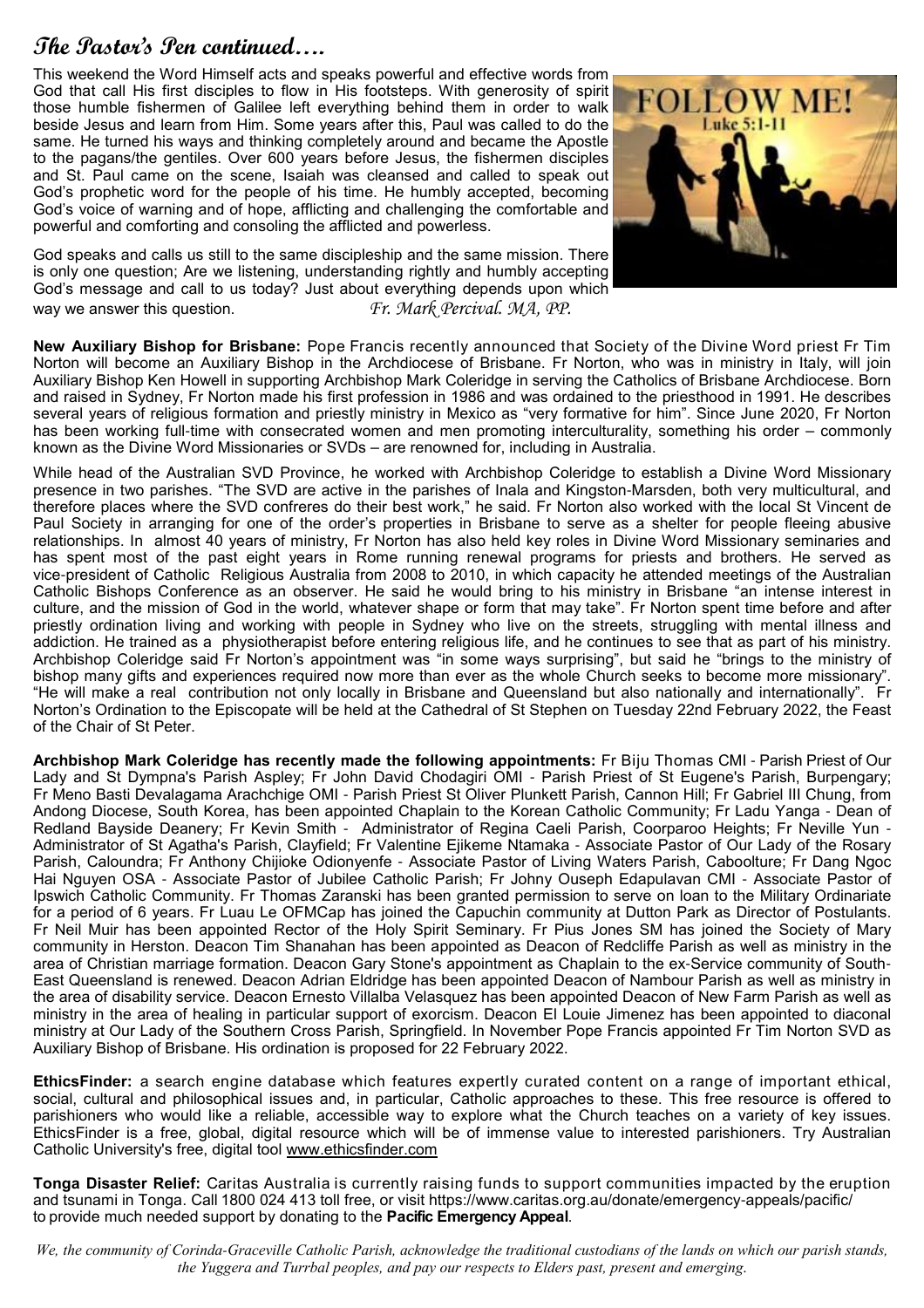## The Pastor's Pen continued….

This weekend the Word Himself acts and speaks powerful and effective words from God that call His first disciples to flow in His footsteps. With generosity of spirit those humble fishermen of Galilee left everything behind them in order to walk beside Jesus and learn from Him. Some years after this, Paul was called to do the same. He turned his ways and thinking completely around and became the Apostle to the pagans/the gentiles. Over 600 years before Jesus, the fishermen disciples and St. Paul came on the scene, Isaiah was cleansed and called to speak out God's prophetic word for the people of his time. He humbly accepted, becoming God's voice of warning and of hope, afflicting and challenging the comfortable and powerful and comforting and consoling the afflicted and powerless.

God speaks and calls us still to the same discipleship and the same mission. There is only one question; Are we listening, understanding rightly and humbly accepting God's message and call to us today? Just about everything depends upon which way we answer this question. *Fr. Mark Percival. MA, PP.*

**New Auxiliary Bishop for Brisbane:** Pope Francis recently announced that Society of the Divine Word priest Fr Tim Norton will become an Auxiliary Bishop in the Archdiocese of Brisbane. Fr Norton, who was in ministry in Italy, will join Auxiliary Bishop Ken Howell in supporting Archbishop Mark Coleridge in serving the Catholics of Brisbane Archdiocese. Born and raised in Sydney, Fr Norton made his first profession in 1986 and was ordained to the priesthood in 1991. He describes several years of religious formation and priestly ministry in Mexico as "very formative for him". Since June 2020, Fr Norton has been working full-time with consecrated women and men promoting interculturality, something his order – commonly known as the Divine Word Missionaries or SVDs – are renowned for, including in Australia.

While head of the Australian SVD Province, he worked with Archbishop Coleridge to establish a Divine Word Missionary presence in two parishes. "The SVD are active in the parishes of Inala and Kingston-Marsden, both very multicultural, and therefore places where the SVD confreres do their best work," he said. Fr Norton also worked with the local St Vincent de Paul Society in arranging for one of the order's properties in Brisbane to serve as a shelter for people fleeing abusive relationships. In almost 40 years of ministry, Fr Norton has also held key roles in Divine Word Missionary seminaries and has spent most of the past eight years in Rome running renewal programs for priests and brothers. He served as vice-president of Catholic Religious Australia from 2008 to 2010, in which capacity he attended meetings of the Australian Catholic Bishops Conference as an observer. He said he would bring to his ministry in Brisbane "an intense interest in culture, and the mission of God in the world, whatever shape or form that may take". Fr Norton spent time before and after priestly ordination living and working with people in Sydney who live on the streets, struggling with mental illness and addiction. He trained as a physiotherapist before entering religious life, and he continues to see that as part of his ministry. Archbishop Coleridge said Fr Norton's appointment was "in some ways surprising", but said he "brings to the ministry of bishop many gifts and experiences required now more than ever as the whole Church seeks to become more missionary". "He will make a real contribution not only locally in Brisbane and Queensland but also nationally and internationally". Fr Norton's Ordination to the Episcopate will be held at the Cathedral of St Stephen on Tuesday 22nd February 2022, the Feast of the Chair of St Peter.

**Archbishop Mark Coleridge has recently made the following appointments:** Fr Biju Thomas CMI - Parish Priest of Our Lady and St Dympna's Parish Aspley; Fr John David Chodagiri OMI - Parish Priest of St Eugene's Parish, Burpengary; Fr Meno Basti Devalagama Arachchige OMI - Parish Priest St Oliver Plunkett Parish, Cannon Hill; Fr Gabriel III Chung, from Andong Diocese, South Korea, has been appointed Chaplain to the Korean Catholic Community; Fr Ladu Yanga - Dean of Redland Bayside Deanery; Fr Kevin Smith - Administrator of Regina Caeli Parish, Coorparoo Heights; Fr Neville Yun - Administrator of St Agatha's Parish, Clayfield; Fr Valentine Ejikeme Ntamaka - Associate Pastor of Our Lady of the Rosary Parish, Caloundra; Fr Anthony Chijioke Odionyenfe - Associate Pastor of Living Waters Parish, Caboolture; Fr Dang Ngoc Hai Nguyen OSA - Associate Pastor of Jubilee Catholic Parish; Fr Johny Ouseph Edapulavan CMI - Associate Pastor of Ipswich Catholic Community. Fr Thomas Zaranski has been granted permission to serve on loan to the Military Ordinariate for a period of 6 years. Fr Luau Le OFMCap has joined the Capuchin community at Dutton Park as Director of Postulants. Fr Neil Muir has been appointed Rector of the Holy Spirit Seminary. Fr Pius Jones SM has joined the Society of Mary community in Herston. Deacon Tim Shanahan has been appointed as Deacon of Redcliffe Parish as well as ministry in the area of Christian marriage formation. Deacon Gary Stone's appointment as Chaplain to the ex-Service community of South-East Queensland is renewed. Deacon Adrian Eldridge has been appointed Deacon of Nambour Parish as well as ministry in the area of disability service. Deacon Ernesto Villalba Velasquez has been appointed Deacon of New Farm Parish as well as ministry in the area of healing in particular support of exorcism. Deacon El Louie Jimenez has been appointed to diaconal ministry at Our Lady of the Southern Cross Parish, Springfield. In November Pope Francis appointed Fr Tim Norton SVD as Auxiliary Bishop of Brisbane. His ordination is proposed for 22 February 2022.

**EthicsFinder:** a search engine database which features expertly curated content on a range of important ethical, social, cultural and philosophical issues and, in particular, Catholic approaches to these. This free resource is offered to parishioners who would like a reliable, accessible way to explore what the Church teaches on a variety of key issues. EthicsFinder is a free, global, digital resource which will be of immense value to interested parishioners. Try Australian Catholic University's free, digital tool www.ethicsfinder.com

**Tonga Disaster Relief:** Caritas Australia is currently raising funds to support communities impacted by the eruption and tsunami in Tonga. Call 1800 024 413 toll free, or visit https://www.caritas.org.au/donate/emergency-appeals/pacific/ to provide much needed support by donating to the **Pacific Emergency Appeal**.

*We, the community of Corinda-Graceville Catholic Parish, acknowledge the traditional custodians of the lands on which our parish stands, the Yuggera and Turrbal peoples, and pay our respects to Elders past, present and emerging.*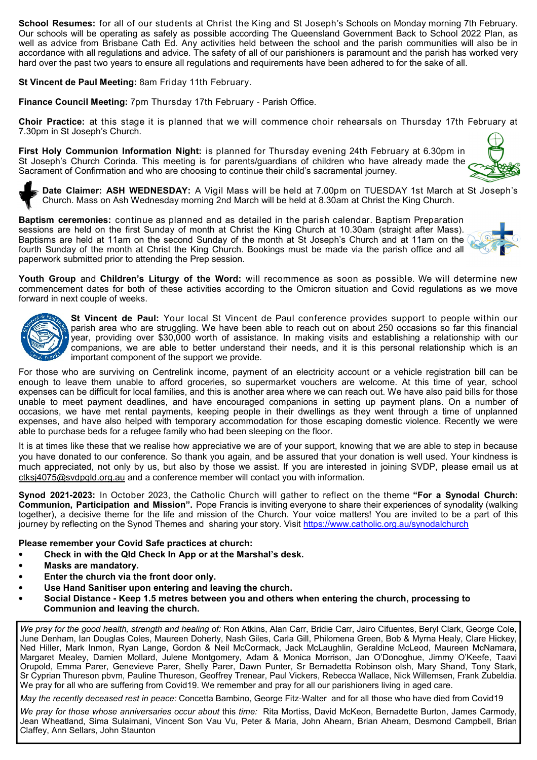**School Resumes:** for all of our students at Christ the King and St Joseph's Schools on Monday morning 7th February. Our schools will be operating as safely as possible according The Queensland Government Back to School 2022 Plan, as well as advice from Brisbane Cath Ed. Any activities held between the school and the parish communities will also be in accordance with all regulations and advice. The safety of all of our parishioners is paramount and the parish has worked very hard over the past two years to ensure all regulations and requirements have been adhered to for the sake of all.

**St Vincent de Paul Meeting:** 8am Friday 11th February.

**Finance Council Meeting:** 7pm Thursday 17th February - Parish Office.

**Choir Practice:** at this stage it is planned that we will commence choir rehearsals on Thursday 17th February at 7.30pm in St Joseph's Church.

**First Holy Communion Information Night:** is planned for Thursday evening 24th February at 6.30pm in St Joseph's Church Corinda. This meeting is for parents/guardians of children who have already made the Sacrament of Confirmation and who are choosing to continue their child's sacramental journey.

**Date Claimer: ASH WEDNESDAY:** A Vigil Mass will be held at 7.00pm on TUESDAY 1st March at St Joseph's Church. Mass on Ash Wednesday morning 2nd March will be held at 8.30am at Christ the King Church.

**Baptism ceremonies:** continue as planned and as detailed in the parish calendar. Baptism Preparation sessions are held on the first Sunday of month at Christ the King Church at 10.30am (straight after Mass). Baptisms are held at 11am on the second Sunday of the month at St Joseph's Church and at 11am on the fourth Sunday of the month at Christ the King Church. Bookings must be made via the parish office and all paperwork submitted prior to attending the Prep session.

**Youth Group** and **Children's Liturgy of the Word:** will recommence as soon as possible. We will determine new commencement dates for both of these activities according to the Omicron situation and Covid regulations as we move forward in next couple of weeks.

**St Vincent de Paul:** Your local St Vincent de Paul conference provides support to people within our parish area who are struggling. We have been able to reach out on about 250 occasions so far this financial year, providing over $30,000 worth of assistance. In making visits and establishing a relationship with our companions, we are able to better understand their needs, and it is this personal relationship which is an important component of the support we provide.

For those who are surviving on Centrelink income, payment of an electricity account or a vehicle registration bill can be enough to leave them unable to afford groceries, so supermarket vouchers are welcome. At this time of year, school expenses can be difficult for local families, and this is another area where we can reach out. We have also paid bills for those unable to meet payment deadlines, and have encouraged companions in setting up payment plans. On a number of occasions, we have met rental payments, keeping people in their dwellings as they went through a time of unplanned expenses, and have also helped with temporary accommodation for those escaping domestic violence. Recently we were able to purchase beds for a refugee family who had been sleeping on the floor.

It is at times like these that we realise how appreciative we are of your support, knowing that we are able to step in because you have donated to our conference. So thank you again, and be assured that your donation is well used. Your kindness is much appreciated, not only by us, but also by those we assist. If you are interested in joining SVDP, please email us at ctksj4075@svdpqld.org.au and a conference member will contact you with information.

**Synod 2021-2023:** In October 2023, the Catholic Church will gather to reflect on the theme **"For a Synodal Church: Communion, Participation and Mission".** Pope Francis is inviting everyone to share their experiences of synodality (walking together), a decisive theme for the life and mission of the Church. Your voice matters! You are invited to be a part of this journey by reflecting on the Synod Themes and sharing your story. Visit https://www.catholic.org.au/synodalchurch

**Please remember your Covid Safe practices at church:**

- **Check in with the Qld Check In App or at the Marshal's desk.**
- **Masks are mandatory.**
- **Enter the church via the front door only.**
- **Use Hand Sanitiser upon entering and leaving the church.**
- **Social Distance - Keep 1.5 metres between you and others when entering the church, processing to Communion and leaving the church.**

*We pray for the good health, strength and healing of:* Ron Atkins, Alan Carr, Bridie Carr, Jairo Cifuentes, Beryl Clark, George Cole, June Denham, Ian Douglas Coles, Maureen Doherty, Nash Giles, Carla Gill, Philomena Green, Bob & Myrna Healy, Clare Hickey, Ned Hiller, Mark Inmon, Ryan Lange, Gordon & Neil McCormack, Jack McLaughlin, Geraldine McLeod, Maureen McNamara, Margaret Mealey, Damien Mollard, Julene Montgomery, Adam & Monica Morrison, Jan O'Donoghue, Jimmy O'Keefe, Taavi Orupold, Emma Parer, Genevieve Parer, Shelly Parer, Dawn Punter, Sr Bernadetta Robinson olsh, Mary Shand, Tony Stark, Sr Cyprian Thureson pbvm, Pauline Thureson, Geoffrey Trenear, Paul Vickers, Rebecca Wallace, Nick Willemsen, Frank Zubeldia. We pray for all who are suffering from Covid19. We remember and pray for all our parishioners living in aged care.

*May the recently deceased rest in peace:* Concetta Bambino, George Fitz-Walter and for all those who have died from Covid19

*We pray for those whose anniversaries occur about* this *time:* Rita Mortiss, David McKeon, Bernadette Burton, James Carmody, Jean Wheatland, Sima Sulaimani, Vincent Son Vau Vu, Peter & Maria, John Ahearn, Brian Ahearn, Desmond Campbell, Brian Claffey, Ann Sellars, John Staunton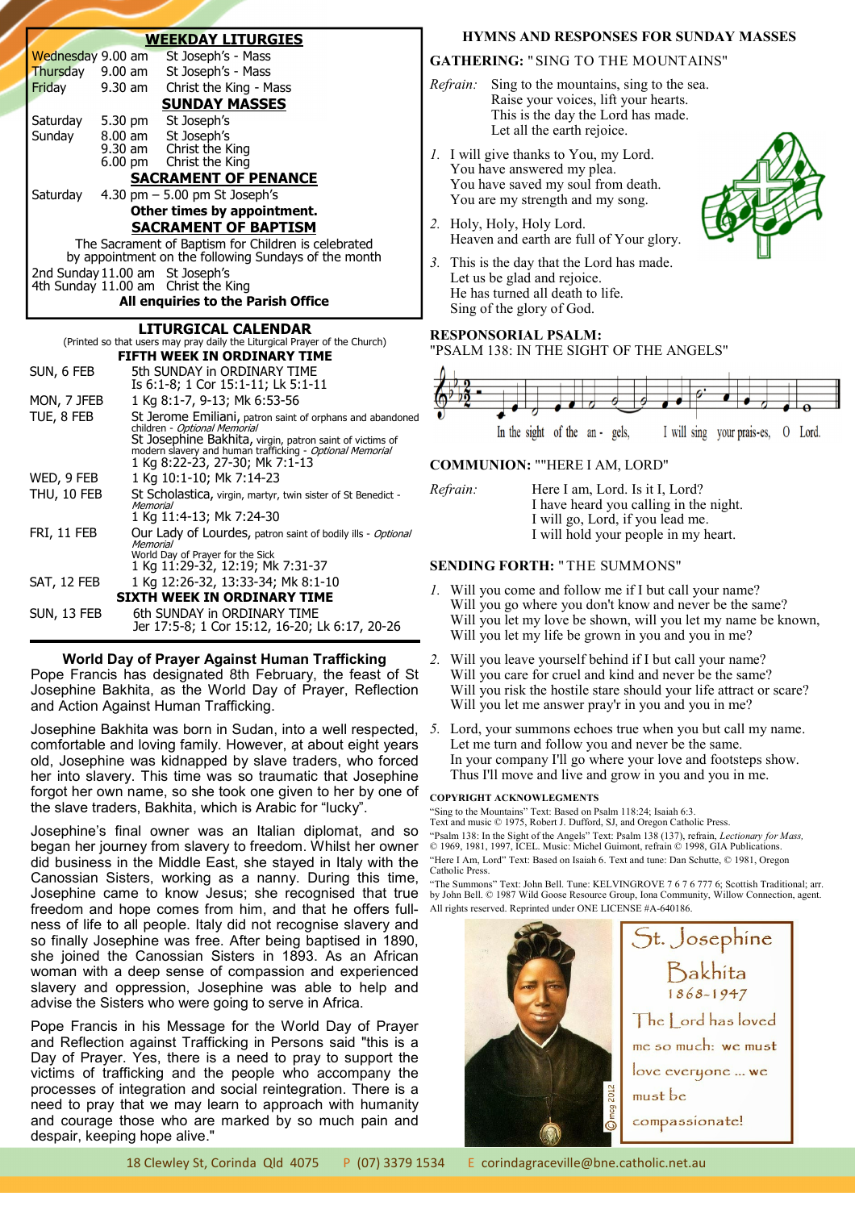## WEEKDAY LITURGIES

| | | |
|---|---|---|
| Wednesday | 9.00 am | St Joseph's - Mass |
| Thursday | 9.00 am | St Joseph's - Mass |
| Friday | 9.30 am | Christ the King - Mass |

## SUNDAY MASSES

| | | |
|---|---|---|
| Saturday | 5.30 pm | St Joseph's |
| Sunday | 8.00 am | St Joseph's |
| | 9.30 am | Christ the King |
| | 6.00 pm | Christ the King |

## SACRAMENT OF PENANCE

Saturday 4.30 pm – 5.00 pm St Joseph's

**Other times by appointment.**

## SACRAMENT OF BAPTISM

The Sacrament of Baptism for Children is celebrated by appointment on the following Sundays of the month

2nd Sunday 11.00 am St Joseph's
4th Sunday 11.00 am Christ the King

**All enquiries to the Parish Office**

## LITURGICAL CALENDAR

(Printed so that users may pray daily the Liturgical Prayer of the Church)

**FIFTH WEEK IN ORDINARY TIME**

| | |
|---|---|
| SUN, 6 FEB | 5th SUNDAY in ORDINARY TIME<br>Is 6:1-8; 1 Cor 15:1-11; Lk 5:1-11 |
| MON, 7 JFEB | 1 Kg 8:1-7, 9-13; Mk 6:53-56 |
| TUE, 8 FEB | St Jerome Emiliani, patron saint of orphans and abandoned children - *Optional Memorial*<br>St Josephine Bakhita, virgin, patron saint of victims of modern slavery and human trafficking - *Optional Memorial*<br>1 Kg 8:22-23, 27-30; Mk 7:1-13 |
| WED, 9 FEB | 1 Kg 10:1-10; Mk 7:14-23 |
| THU, 10 FEB | St Scholastica, virgin, martyr, twin sister of St Benedict - *Memorial*<br>1 Kg 11:4-13; Mk 7:24-30 |
| FRI, 11 FEB | Our Lady of Lourdes, patron saint of bodily ills - *Optional Memorial*<br>World Day of Prayer for the Sick<br>1 Kg 11:29-32, 12:19; Mk 7:31-37 |
| SAT, 12 FEB | 1 Kg 12:26-32, 13:33-34; Mk 8:1-10 |

**SIXTH WEEK IN ORDINARY TIME**

| | |
|---|---|
| SUN, 13 FEB | 6th SUNDAY in ORDINARY TIME<br>Jer 17:5-8; 1 Cor 15:12, 16-20; Lk 6:17, 20-26 |

### World Day of Prayer Against Human Trafficking

Pope Francis has designated 8th February, the feast of St Josephine Bakhita, as the World Day of Prayer, Reflection and Action Against Human Trafficking.

Josephine Bakhita was born in Sudan, into a well respected, comfortable and loving family. However, at about eight years old, Josephine was kidnapped by slave traders, who forced her into slavery. This time was so traumatic that Josephine forgot her own name, so she took one given to her by one of the slave traders, Bakhita, which is Arabic for "lucky".

Josephine's final owner was an Italian diplomat, and so began her journey from slavery to freedom. Whilst her owner did business in the Middle East, she stayed in Italy with the Canossian Sisters, working as a nanny. During this time, Josephine came to know Jesus; she recognised that true freedom and hope comes from him, and that he offers fullness of life to all people. Italy did not recognise slavery and so finally Josephine was free. After being baptised in 1890, she joined the Canossian Sisters in 1893. As an African woman with a deep sense of compassion and experienced slavery and oppression, Josephine was able to help and advise the Sisters who were going to serve in Africa.

Pope Francis in his Message for the World Day of Prayer and Reflection against Trafficking in Persons said "this is a Day of Prayer. Yes, there is a need to pray to support the victims of trafficking and the people who accompany the processes of integration and social reintegration. There is a need to pray that we may learn to approach with humanity and courage those who are marked by so much pain and despair, keeping hope alive."

## HYMNS AND RESPONSES FOR SUNDAY MASSES

**GATHERING:** "SING TO THE MOUNTAINS"

*Refrain:* Sing to the mountains, sing to the sea.
Raise your voices, lift your hearts.
This is the day the Lord has made.
Let all the earth rejoice.

1. I will give thanks to You, my Lord.
You have answered my plea.
You have saved my soul from death.
You are my strength and my song.

2. Holy, Holy, Holy Lord.
Heaven and earth are full of Your glory.

3. This is the day that the Lord has made.
Let us be glad and rejoice.
He has turned all death to life.
Sing of the glory of God.

**RESPONSORIAL PSALM:**
"PSALM 138: IN THE SIGHT OF THE ANGELS"

In the sight of the an - gels, I will sing your prais-es, O Lord.

**COMMUNION:** ""HERE I AM, LORD"

*Refrain:* Here I am, Lord. Is it I, Lord?
I have heard you calling in the night.
I will go, Lord, if you lead me.
I will hold your people in my heart.

**SENDING FORTH:** "THE SUMMONS"

1. Will you come and follow me if I but call your name?
Will you go where you don't know and never be the same?
Will you let my love be shown, will you let my name be known,
Will you let my life be grown in you and you in me?

2. Will you leave yourself behind if I but call your name?
Will you care for cruel and kind and never be the same?
Will you risk the hostile stare should your life attract or scare?
Will you let me answer pray'r in you and you in me?

5. Lord, your summons echoes true when you but call my name.
Let me turn and follow you and never be the same.
In your company I'll go where your love and footsteps show.
Thus I'll move and live and grow in you and you in me.

**COPYRIGHT ACKNOWLEDGEMENTS**

"Sing to the Mountains" Text: Based on Psalm 118:24; Isaiah 6:3. Text and music © 1975, Robert J. Dufford, SJ, and Oregon Catholic Press.
"Psalm 138: In the Sight of the Angels" Text: Psalm 138 (137), refrain, *Lectionary for Mass*, © 1969, 1981, 1997, ICEL. Music: Michel Guimont, refrain © 1998, GIA Publications.
"Here I Am, Lord" Text: Based on Isaiah 6. Text and tune: Dan Schutte, © 1981, Oregon Catholic Press.
"The Summons" Text: John Bell. Tune: KELVINGROVE 7 6 7 6 777 6; Scottish Traditional; arr. by John Bell. © 1987 Wild Goose Resource Group, Iona Community, Willow Connection, agent.
All rights reserved. Reprinted under ONE LICENSE #A-640186.

St. Josephine Bakhita
1868-1947
The Lord has loved me so much: we must love everyone ... we must be compassionate!

18 Clewley St, Corinda Qld 4075 P (07) 3379 1534 E corindagraceville@bne.catholic.net.au